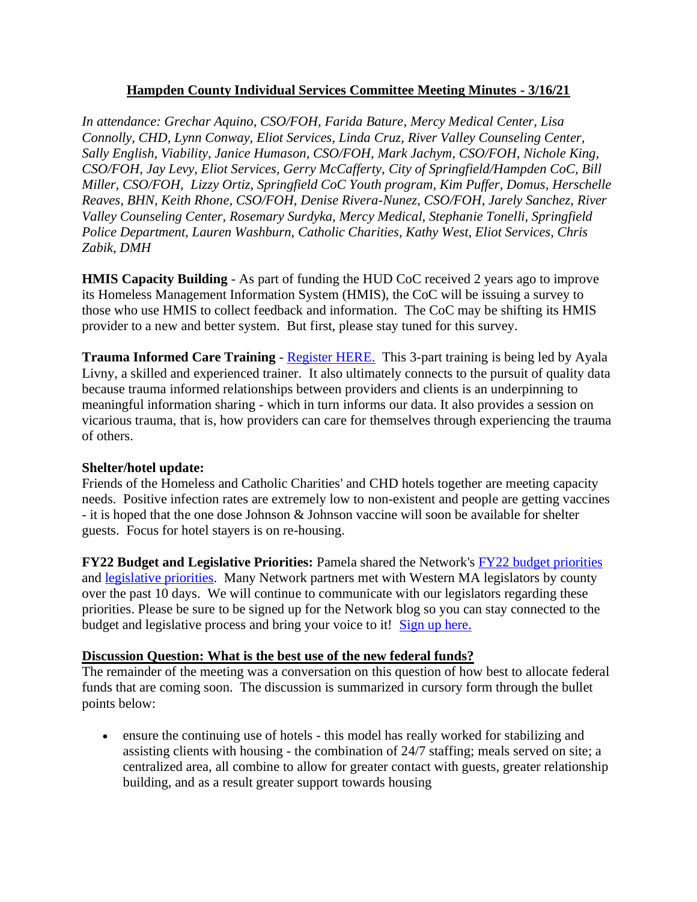## Hampden County Individual Services Committee Meeting Minutes - 3/16/21

*In attendance: Grechar Aquino, CSO/FOH, Farida Bature, Mercy Medical Center, Lisa Connolly, CHD, Lynn Conway, Eliot Services, Linda Cruz, River Valley Counseling Center, Sally English, Viability, Janice Humason, CSO/FOH, Mark Jachym, CSO/FOH, Nichole King, CSO/FOH, Jay Levy, Eliot Services, Gerry McCafferty, City of Springfield/Hampden CoC, Bill Miller, CSO/FOH, Lizzy Ortiz, Springfield CoC Youth program, Kim Puffer, Domus, Herschelle Reaves, BHN, Keith Rhone, CSO/FOH, Denise Rivera-Nunez, CSO/FOH, Jarely Sanchez, River Valley Counseling Center, Rosemary Surdyka, Mercy Medical, Stephanie Tonelli, Springfield Police Department, Lauren Washburn, Catholic Charities, Kathy West, Eliot Services, Chris Zabik, DMH*

**HMIS Capacity Building** - As part of funding the HUD CoC received 2 years ago to improve its Homeless Management Information System (HMIS), the CoC will be issuing a survey to those who use HMIS to collect feedback and information. The CoC may be shifting its HMIS provider to a new and better system. But first, please stay tuned for this survey.

**Trauma Informed Care Training** - Register HERE. This 3-part training is being led by Ayala Livny, a skilled and experienced trainer. It also ultimately connects to the pursuit of quality data because trauma informed relationships between providers and clients is an underpinning to meaningful information sharing - which in turn informs our data. It also provides a session on vicarious trauma, that is, how providers can care for themselves through experiencing the trauma of others.

**Shelter/hotel update:**
Friends of the Homeless and Catholic Charities' and CHD hotels together are meeting capacity needs. Positive infection rates are extremely low to non-existent and people are getting vaccines - it is hoped that the one dose Johnson & Johnson vaccine will soon be available for shelter guests. Focus for hotel stayers is on re-housing.

**FY22 Budget and Legislative Priorities:** Pamela shared the Network's FY22 budget priorities and legislative priorities. Many Network partners met with Western MA legislators by county over the past 10 days. We will continue to communicate with our legislators regarding these priorities. Please be sure to be signed up for the Network blog so you can stay connected to the budget and legislative process and bring your voice to it! Sign up here.

**Discussion Question: What is the best use of the new federal funds?**
The remainder of the meeting was a conversation on this question of how best to allocate federal funds that are coming soon. The discussion is summarized in cursory form through the bullet points below:

- ensure the continuing use of hotels - this model has really worked for stabilizing and assisting clients with housing - the combination of 24/7 staffing; meals served on site; a centralized area, all combine to allow for greater contact with guests, greater relationship building, and as a result greater support towards housing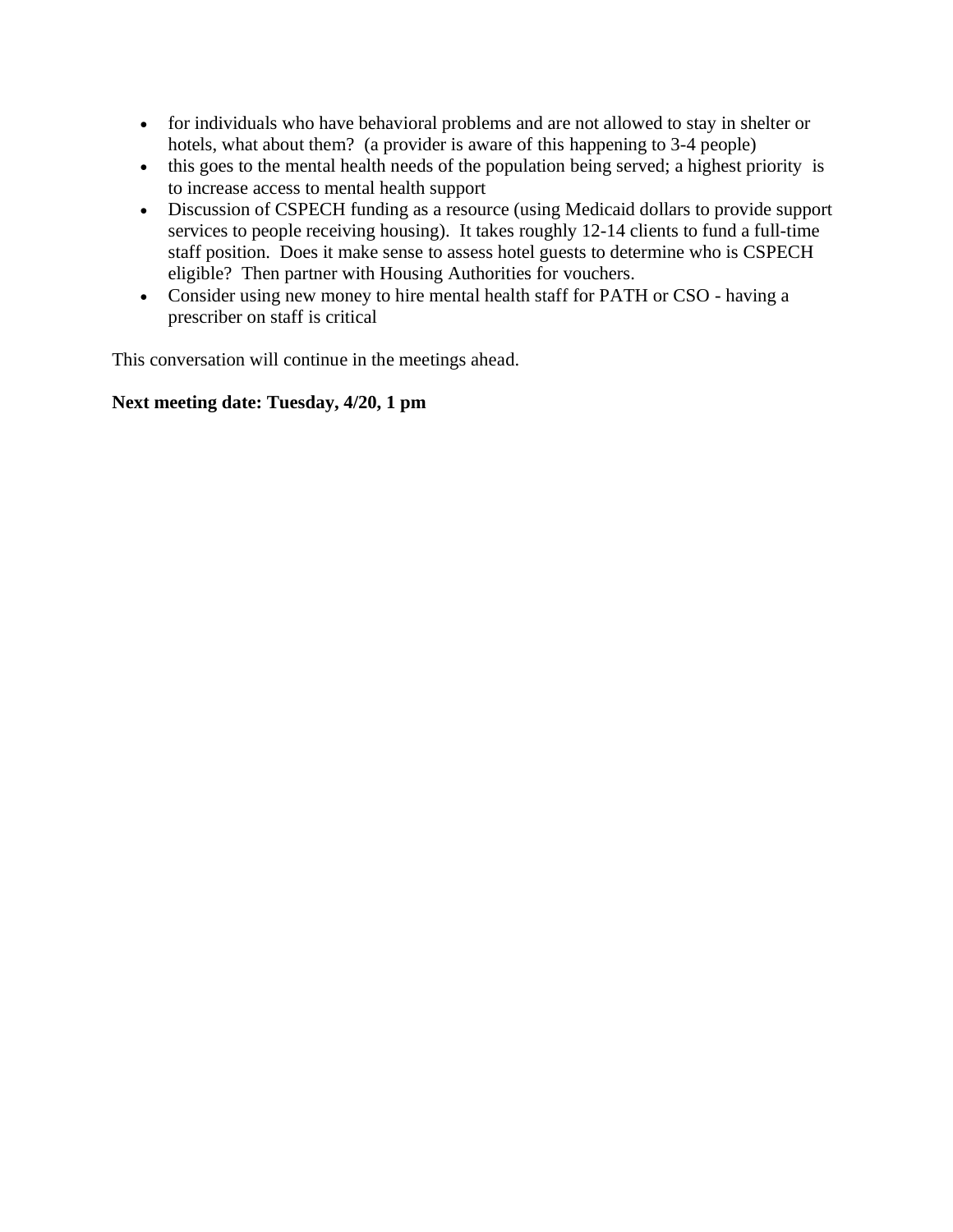- for individuals who have behavioral problems and are not allowed to stay in shelter or hotels, what about them? (a provider is aware of this happening to 3-4 people)
- this goes to the mental health needs of the population being served; a highest priority is to increase access to mental health support
- Discussion of CSPECH funding as a resource (using Medicaid dollars to provide support services to people receiving housing). It takes roughly 12-14 clients to fund a full-time staff position. Does it make sense to assess hotel guests to determine who is CSPECH eligible? Then partner with Housing Authorities for vouchers.
- Consider using new money to hire mental health staff for PATH or CSO - having a prescriber on staff is critical

This conversation will continue in the meetings ahead.

**Next meeting date: Tuesday, 4/20, 1 pm**